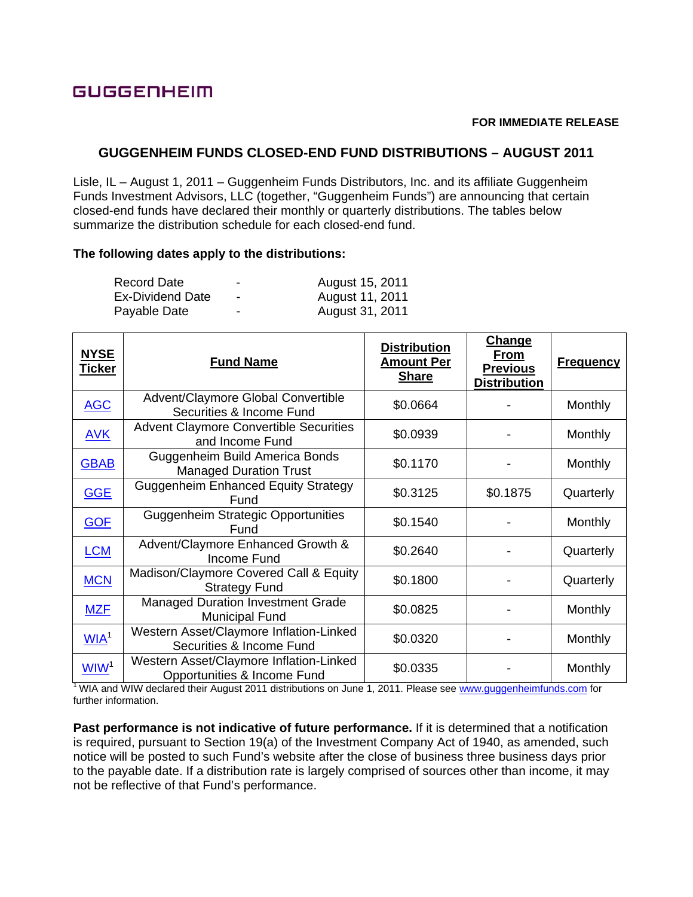GUGGENHEIM

**FOR IMMEDIATE RELEASE**

## GUGGENHEIM FUNDS CLOSED-END FUND DISTRIBUTIONS – AUGUST 2011

Lisle, IL – August 1, 2011 – Guggenheim Funds Distributors, Inc. and its affiliate Guggenheim Funds Investment Advisors, LLC (together, "Guggenheim Funds") are announcing that certain closed-end funds have declared their monthly or quarterly distributions. The tables below summarize the distribution schedule for each closed-end fund.

**The following dates apply to the distributions:**

| | | |
|---|---|---|
| Record Date | - | August 15, 2011 |
| Ex-Dividend Date | - | August 11, 2011 |
| Payable Date | - | August 31, 2011 |

| NYSE Ticker | Fund Name | Distribution Amount Per Share | Change From Previous Distribution | Frequency |
|---|---|---|---|---|
| AGC | Advent/Claymore Global Convertible Securities & Income Fund | $0.0664 | - | Monthly |
| AVK | Advent Claymore Convertible Securities and Income Fund | $0.0939 | - | Monthly |
| GBAB | Guggenheim Build America Bonds Managed Duration Trust | $0.1170 | - | Monthly |
| GGE | Guggenheim Enhanced Equity Strategy Fund | $0.3125 | $0.1875 | Quarterly |
| GOF | Guggenheim Strategic Opportunities Fund | $0.1540 | - | Monthly |
| LCM | Advent/Claymore Enhanced Growth & Income Fund | $0.2640 | - | Quarterly |
| MCN | Madison/Claymore Covered Call & Equity Strategy Fund | $0.1800 | - | Quarterly |
| MZF | Managed Duration Investment Grade Municipal Fund | $0.0825 | - | Monthly |
| WIA[1] | Western Asset/Claymore Inflation-Linked Securities & Income Fund | $0.0320 | - | Monthly |
| WIW[1] | Western Asset/Claymore Inflation-Linked Opportunities & Income Fund | $0.0335 | - | Monthly |

[1] WIA and WIW declared their August 2011 distributions on June 1, 2011. Please see www.guggenheimfunds.com for further information.

**Past performance is not indicative of future performance.** If it is determined that a notification is required, pursuant to Section 19(a) of the Investment Company Act of 1940, as amended, such notice will be posted to such Fund's website after the close of business three business days prior to the payable date. If a distribution rate is largely comprised of sources other than income, it may not be reflective of that Fund's performance.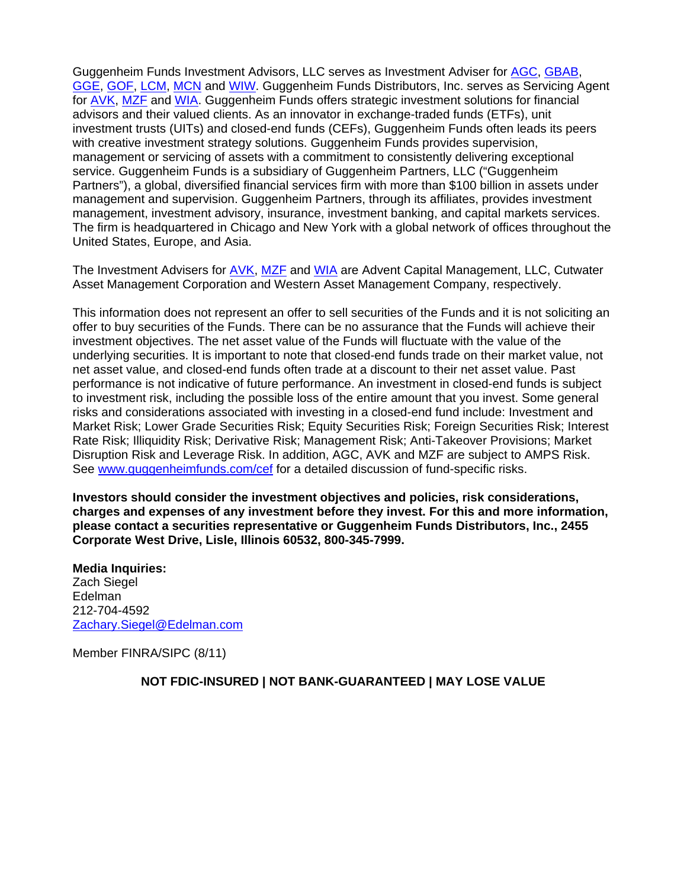Guggenheim Funds Investment Advisors, LLC serves as Investment Adviser for AGC, GBAB, GGE, GOF, LCM, MCN and WIW. Guggenheim Funds Distributors, Inc. serves as Servicing Agent for AVK, MZF and WIA. Guggenheim Funds offers strategic investment solutions for financial advisors and their valued clients. As an innovator in exchange-traded funds (ETFs), unit investment trusts (UITs) and closed-end funds (CEFs), Guggenheim Funds often leads its peers with creative investment strategy solutions. Guggenheim Funds provides supervision, management or servicing of assets with a commitment to consistently delivering exceptional service. Guggenheim Funds is a subsidiary of Guggenheim Partners, LLC ("Guggenheim Partners"), a global, diversified financial services firm with more than $100 billion in assets under management and supervision. Guggenheim Partners, through its affiliates, provides investment management, investment advisory, insurance, investment banking, and capital markets services. The firm is headquartered in Chicago and New York with a global network of offices throughout the United States, Europe, and Asia.

The Investment Advisers for AVK, MZF and WIA are Advent Capital Management, LLC, Cutwater Asset Management Corporation and Western Asset Management Company, respectively.

This information does not represent an offer to sell securities of the Funds and it is not soliciting an offer to buy securities of the Funds. There can be no assurance that the Funds will achieve their investment objectives. The net asset value of the Funds will fluctuate with the value of the underlying securities. It is important to note that closed-end funds trade on their market value, not net asset value, and closed-end funds often trade at a discount to their net asset value. Past performance is not indicative of future performance. An investment in closed-end funds is subject to investment risk, including the possible loss of the entire amount that you invest. Some general risks and considerations associated with investing in a closed-end fund include: Investment and Market Risk; Lower Grade Securities Risk; Equity Securities Risk; Foreign Securities Risk; Interest Rate Risk; Illiquidity Risk; Derivative Risk; Management Risk; Anti-Takeover Provisions; Market Disruption Risk and Leverage Risk. In addition, AGC, AVK and MZF are subject to AMPS Risk. See www.guggenheimfunds.com/cef for a detailed discussion of fund-specific risks.

**Investors should consider the investment objectives and policies, risk considerations, charges and expenses of any investment before they invest. For this and more information, please contact a securities representative or Guggenheim Funds Distributors, Inc., 2455 Corporate West Drive, Lisle, Illinois 60532, 800-345-7999.**

**Media Inquiries:**
Zach Siegel
Edelman
212-704-4592
Zachary.Siegel@Edelman.com

Member FINRA/SIPC (8/11)

**NOT FDIC-INSURED | NOT BANK-GUARANTEED | MAY LOSE VALUE**